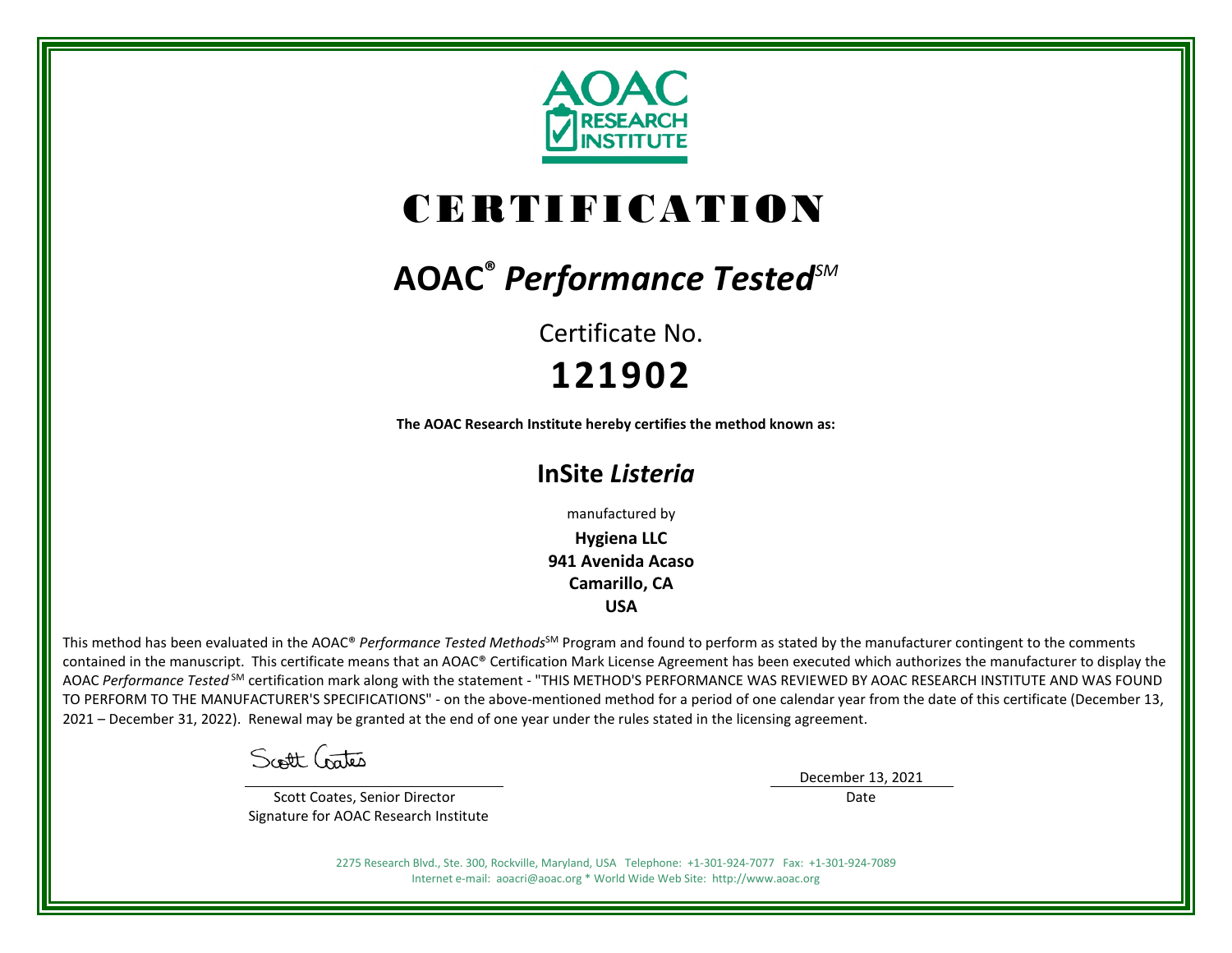AOAC RESEARCH INSTITUTE

# CERTIFICATION

## AOAC® *Performance Tested*SM

Certificate No.

**121902**

**The AOAC Research Institute hereby certifies the method known as:**

## InSite *Listeria*

manufactured by

**Hygiena LLC**
**941 Avenida Acaso**
**Camarillo, CA**
**USA**

This method has been evaluated in the AOAC® *Performance Tested Methods*SM Program and found to perform as stated by the manufacturer contingent to the comments contained in the manuscript. This certificate means that an AOAC® Certification Mark License Agreement has been executed which authorizes the manufacturer to display the AOAC *Performance Tested* SM certification mark along with the statement - "THIS METHOD'S PERFORMANCE WAS REVIEWED BY AOAC RESEARCH INSTITUTE AND WAS FOUND TO PERFORM TO THE MANUFACTURER'S SPECIFICATIONS" - on the above-mentioned method for a period of one calendar year from the date of this certificate (December 13, 2021 – December 31, 2022). Renewal may be granted at the end of one year under the rules stated in the licensing agreement.

Scott Coates

Scott Coates, Senior Director
Signature for AOAC Research Institute

December 13, 2021
Date

2275 Research Blvd., Ste. 300, Rockville, Maryland, USA Telephone: +1-301-924-7077 Fax: +1-301-924-7089
Internet e-mail: aoacri@aoac.org * World Wide Web Site: http://www.aoac.org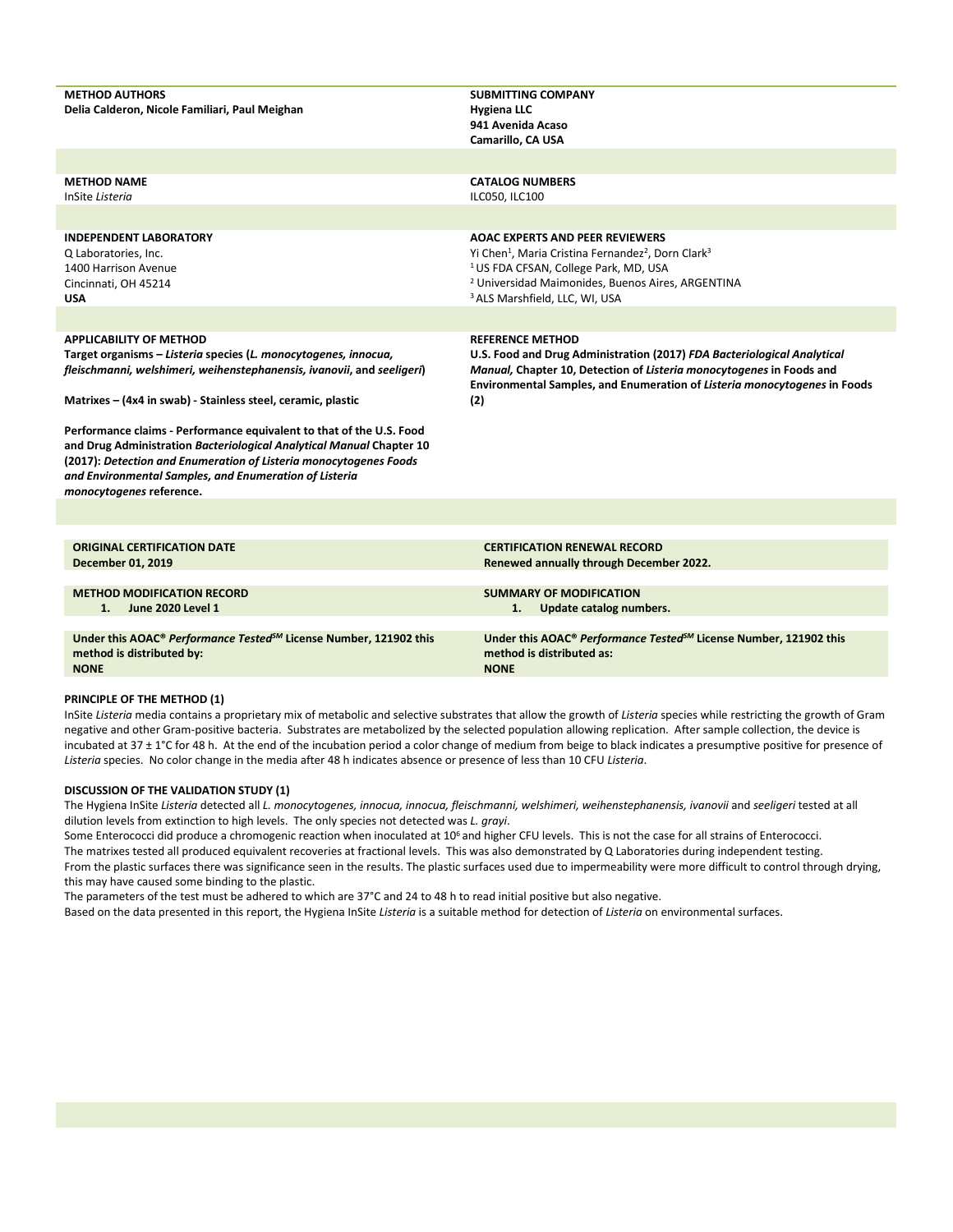**METHOD AUTHORS**
**Delia Calderon, Nicole Familiari, Paul Meighan**

**SUBMITTING COMPANY**
**Hygiena LLC**
**941 Avenida Acaso**
**Camarillo, CA USA**

**METHOD NAME**
InSite *Listeria*

**CATALOG NUMBERS**
ILC050, ILC100

**INDEPENDENT LABORATORY**
Q Laboratories, Inc.
1400 Harrison Avenue
Cincinnati, OH 45214
**USA**

**AOAC EXPERTS AND PEER REVIEWERS**
Yi Chen[1], Maria Cristina Fernandez[2], Dorn Clark[3]
[1] US FDA CFSAN, College Park, MD, USA
[2] Universidad Maimonides, Buenos Aires, ARGENTINA
[3] ALS Marshfield, LLC, WI, USA

**APPLICABILITY OF METHOD**
**Target organisms –** ***Listeria*** **species (*L. monocytogenes, innocua, fleischmanni, welshimeri, weihenstephanensis, ivanovii*, and *seeligeri*)**

**Matrixes – (4x4 in swab) - Stainless steel, ceramic, plastic**

**Performance claims - Performance equivalent to that of the U.S. Food and Drug Administration *Bacteriological Analytical Manual* Chapter 10 (2017): *Detection and Enumeration of Listeria monocytogenes Foods and Environmental Samples, and Enumeration of Listeria monocytogenes* reference.**

**REFERENCE METHOD**
**U.S. Food and Drug Administration (2017) *FDA Bacteriological Analytical Manual,* Chapter 10, Detection of *Listeria monocytogenes* in Foods and Environmental Samples, and Enumeration of *Listeria monocytogenes* in Foods (2)**

**ORIGINAL CERTIFICATION DATE**
**December 01, 2019**

**CERTIFICATION RENEWAL RECORD**
**Renewed annually through December 2022.**

**METHOD MODIFICATION RECORD**
1. **June 2020 Level 1**

**SUMMARY OF MODIFICATION**
1. **Update catalog numbers.**

**Under this AOAC® *Performance Tested*SM License Number, 121902 this method is distributed by:**
**NONE**

**Under this AOAC® *Performance Tested*SM License Number, 121902 this method is distributed as:**
**NONE**

**PRINCIPLE OF THE METHOD (1)**

InSite *Listeria* media contains a proprietary mix of metabolic and selective substrates that allow the growth of *Listeria* species while restricting the growth of Gram negative and other Gram-positive bacteria. Substrates are metabolized by the selected population allowing replication. After sample collection, the device is incubated at 37 ± 1°C for 48 h. At the end of the incubation period a color change of medium from beige to black indicates a presumptive positive for presence of *Listeria* species. No color change in the media after 48 h indicates absence or presence of less than 10 CFU *Listeria*.

**DISCUSSION OF THE VALIDATION STUDY (1)**

The Hygiena InSite *Listeria* detected all *L. monocytogenes, innocua, innocua, fleischmanni, welshimeri, weihenstephanensis, ivanovii* and *seeligeri* tested at all dilution levels from extinction to high levels. The only species not detected was *L. grayi*.
Some Enterococci did produce a chromogenic reaction when inoculated at $10^6$ and higher CFU levels. This is not the case for all strains of Enterococci.
The matrixes tested all produced equivalent recoveries at fractional levels. This was also demonstrated by Q Laboratories during independent testing.
From the plastic surfaces there was significance seen in the results. The plastic surfaces used due to impermeability were more difficult to control through drying, this may have caused some binding to the plastic.
The parameters of the test must be adhered to which are 37°C and 24 to 48 h to read initial positive but also negative.
Based on the data presented in this report, the Hygiena InSite *Listeria* is a suitable method for detection of *Listeria* on environmental surfaces.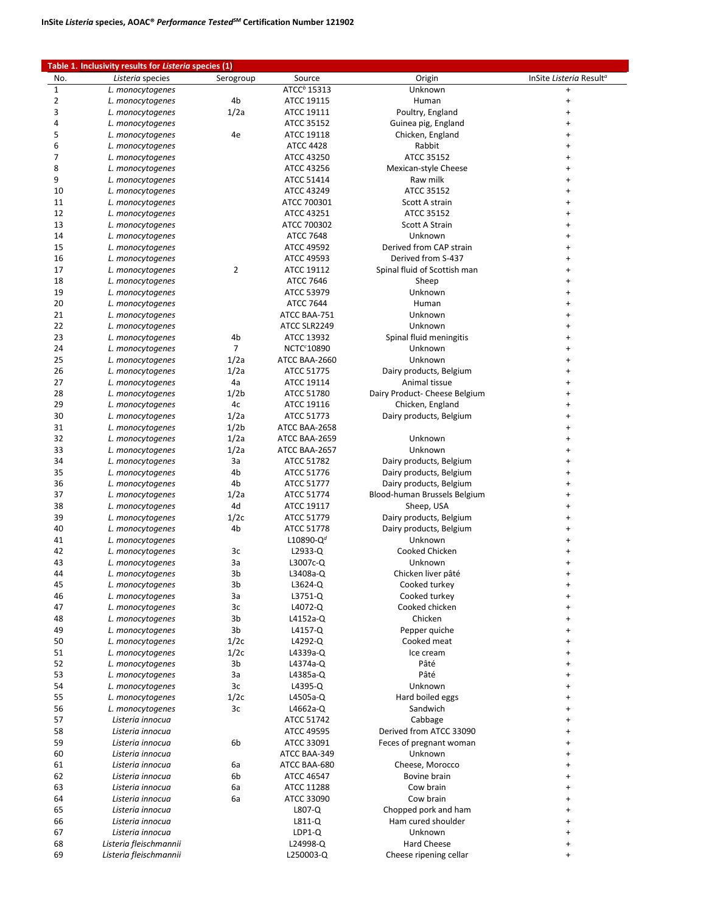**Table 1. Inclusivity results for *Listeria* species (1)**

| No. | *Listeria* species | Serogroup | Source | Origin | InSite *Listeria* Result[a] |
|---|---|---|---|---|---|
| 1 | *L. monocytogenes* | | ATCC[b] 15313 | Unknown | + |
| 2 | *L. monocytogenes* | 4b | ATCC 19115 | Human | + |
| 3 | *L. monocytogenes* | 1/2a | ATCC 19111 | Poultry, England | + |
| 4 | *L. monocytogenes* | | ATCC 35152 | Guinea pig, England | + |
| 5 | *L. monocytogenes* | 4e | ATCC 19118 | Chicken, England | + |
| 6 | *L. monocytogenes* | | ATCC 4428 | Rabbit | + |
| 7 | *L. monocytogenes* | | ATCC 43250 | ATCC 35152 | + |
| 8 | *L. monocytogenes* | | ATCC 43256 | Mexican-style Cheese | + |
| 9 | *L. monocytogenes* | | ATCC 51414 | Raw milk | + |
| 10 | *L. monocytogenes* | | ATCC 43249 | ATCC 35152 | + |
| 11 | *L. monocytogenes* | | ATCC 700301 | Scott A strain | + |
| 12 | *L. monocytogenes* | | ATCC 43251 | ATCC 35152 | + |
| 13 | *L. monocytogenes* | | ATCC 700302 | Scott A Strain | + |
| 14 | *L. monocytogenes* | | ATCC 7648 | Unknown | + |
| 15 | *L. monocytogenes* | | ATCC 49592 | Derived from CAP strain | + |
| 16 | *L. monocytogenes* | | ATCC 49593 | Derived from S-437 | + |
| 17 | *L. monocytogenes* | 2 | ATCC 19112 | Spinal fluid of Scottish man | + |
| 18 | *L. monocytogenes* | | ATCC 7646 | Sheep | + |
| 19 | *L. monocytogenes* | | ATCC 53979 | Unknown | + |
| 20 | *L. monocytogenes* | | ATCC 7644 | Human | + |
| 21 | *L. monocytogenes* | | ATCC BAA-751 | Unknown | + |
| 22 | *L. monocytogenes* | | ATCC SLR2249 | Unknown | + |
| 23 | *L. monocytogenes* | 4b | ATCC 13932 | Spinal fluid meningitis | + |
| 24 | *L. monocytogenes* | 7 | NCTC[c] 10890 | Unknown | + |
| 25 | *L. monocytogenes* | 1/2a | ATCC BAA-2660 | Unknown | + |
| 26 | *L. monocytogenes* | 1/2a | ATCC 51775 | Dairy products, Belgium | + |
| 27 | *L. monocytogenes* | 4a | ATCC 19114 | Animal tissue | + |
| 28 | *L. monocytogenes* | 1/2b | ATCC 51780 | Dairy Product- Cheese Belgium | + |
| 29 | *L. monocytogenes* | 4c | ATCC 19116 | Chicken, England | + |
| 30 | *L. monocytogenes* | 1/2a | ATCC 51773 | Dairy products, Belgium | + |
| 31 | *L. monocytogenes* | 1/2b | ATCC BAA-2658 | | + |
| 32 | *L. monocytogenes* | 1/2a | ATCC BAA-2659 | Unknown | + |
| 33 | *L. monocytogenes* | 1/2a | ATCC BAA-2657 | Unknown | + |
| 34 | *L. monocytogenes* | 3a | ATCC 51782 | Dairy products, Belgium | + |
| 35 | *L. monocytogenes* | 4b | ATCC 51776 | Dairy products, Belgium | + |
| 36 | *L. monocytogenes* | 4b | ATCC 51777 | Dairy products, Belgium | + |
| 37 | *L. monocytogenes* | 1/2a | ATCC 51774 | Blood-human Brussels Belgium | + |
| 38 | *L. monocytogenes* | 4d | ATCC 19117 | Sheep, USA | + |
| 39 | *L. monocytogenes* | 1/2c | ATCC 51779 | Dairy products, Belgium | + |
| 40 | *L. monocytogenes* | 4b | ATCC 51778 | Dairy products, Belgium | + |
| 41 | *L. monocytogenes* | | L10890-Q[d] | Unknown | + |
| 42 | *L. monocytogenes* | 3c | L2933-Q | Cooked Chicken | + |
| 43 | *L. monocytogenes* | 3a | L3007c-Q | Unknown | + |
| 44 | *L. monocytogenes* | 3b | L3408a-Q | Chicken liver pâté | + |
| 45 | *L. monocytogenes* | 3b | L3624-Q | Cooked turkey | + |
| 46 | *L. monocytogenes* | 3a | L3751-Q | Cooked turkey | + |
| 47 | *L. monocytogenes* | 3c | L4072-Q | Cooked chicken | + |
| 48 | *L. monocytogenes* | 3b | L4152a-Q | Chicken | + |
| 49 | *L. monocytogenes* | 3b | L4157-Q | Pepper quiche | + |
| 50 | *L. monocytogenes* | 1/2c | L4292-Q | Cooked meat | + |
| 51 | *L. monocytogenes* | 1/2c | L4339a-Q | Ice cream | + |
| 52 | *L. monocytogenes* | 3b | L4374a-Q | Pâté | + |
| 53 | *L. monocytogenes* | 3a | L4385a-Q | Pâté | + |
| 54 | *L. monocytogenes* | 3c | L4395-Q | Unknown | + |
| 55 | *L. monocytogenes* | 1/2c | L4505a-Q | Hard boiled eggs | + |
| 56 | *L. monocytogenes* | 3c | L4662a-Q | Sandwich | + |
| 57 | *Listeria innocua* | | ATCC 51742 | Cabbage | + |
| 58 | *Listeria innocua* | | ATCC 49595 | Derived from ATCC 33090 | + |
| 59 | *Listeria innocua* | 6b | ATCC 33091 | Feces of pregnant woman | + |
| 60 | *Listeria innocua* | | ATCC BAA-349 | Unknown | + |
| 61 | *Listeria innocua* | 6a | ATCC BAA-680 | Cheese, Morocco | + |
| 62 | *Listeria innocua* | 6b | ATCC 46547 | Bovine brain | + |
| 63 | *Listeria innocua* | 6a | ATCC 11288 | Cow brain | + |
| 64 | *Listeria innocua* | 6a | ATCC 33090 | Cow brain | + |
| 65 | *Listeria innocua* | | L807-Q | Chopped pork and ham | + |
| 66 | *Listeria innocua* | | L811-Q | Ham cured shoulder | + |
| 67 | *Listeria innocua* | | LDP1-Q | Unknown | + |
| 68 | *Listeria fleischmannii* | | L24998-Q | Hard Cheese | + |
| 69 | *Listeria fleischmannii* | | L250003-Q | Cheese ripening cellar | + |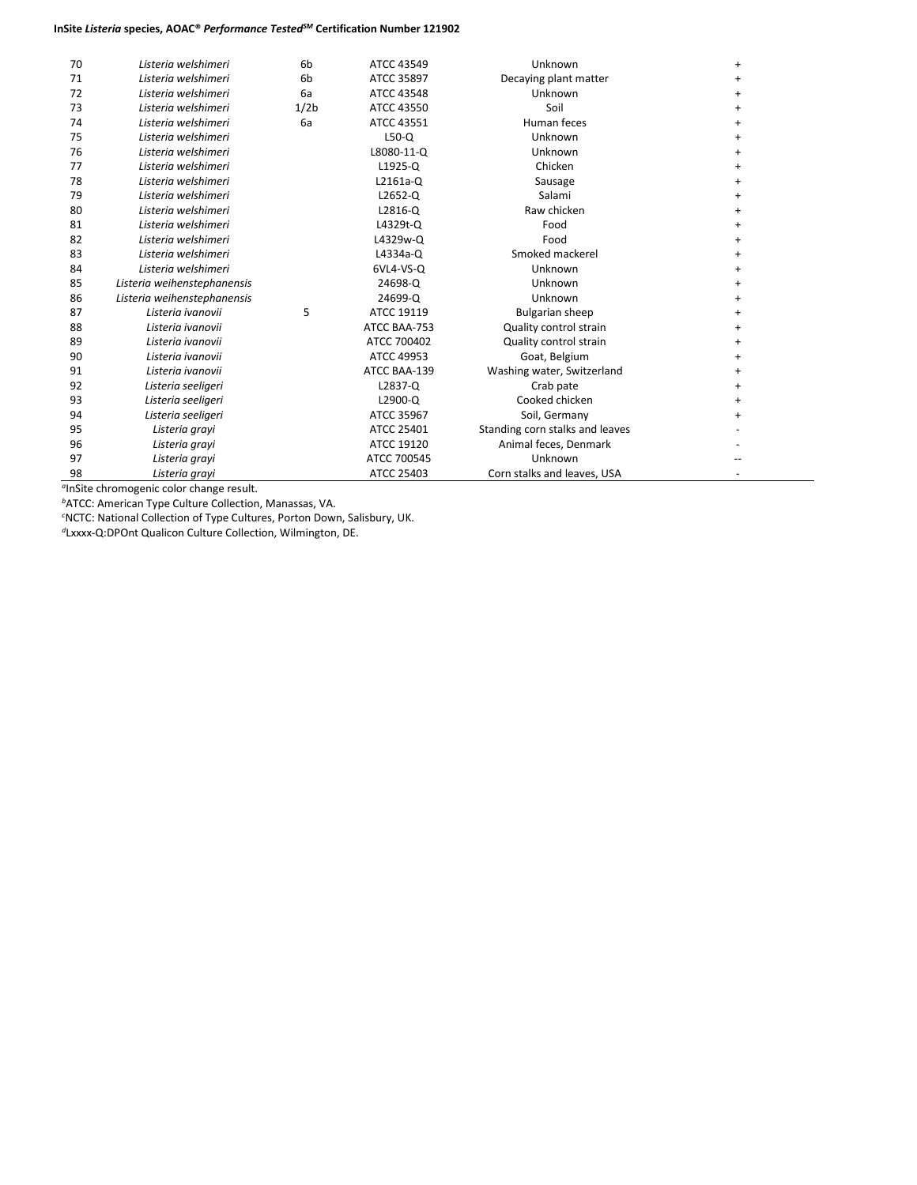| 70 | *Listeria welshimeri* | 6b | ATCC 43549 | Unknown | + |
|---|---|---|---|---|---|
| 71 | *Listeria welshimeri* | 6b | ATCC 35897 | Decaying plant matter | + |
| 72 | *Listeria welshimeri* | 6a | ATCC 43548 | Unknown | + |
| 73 | *Listeria welshimeri* | 1/2b | ATCC 43550 | Soil | + |
| 74 | *Listeria welshimeri* | 6a | ATCC 43551 | Human feces | + |
| 75 | *Listeria welshimeri* | | L50-Q | Unknown | + |
| 76 | *Listeria welshimeri* | | L8080-11-Q | Unknown | + |
| 77 | *Listeria welshimeri* | | L1925-Q | Chicken | + |
| 78 | *Listeria welshimeri* | | L2161a-Q | Sausage | + |
| 79 | *Listeria welshimeri* | | L2652-Q | Salami | + |
| 80 | *Listeria welshimeri* | | L2816-Q | Raw chicken | + |
| 81 | *Listeria welshimeri* | | L4329t-Q | Food | + |
| 82 | *Listeria welshimeri* | | L4329w-Q | Food | + |
| 83 | *Listeria welshimeri* | | L4334a-Q | Smoked mackerel | + |
| 84 | *Listeria welshimeri* | | 6VL4-VS-Q | Unknown | + |
| 85 | *Listeria weihenstephanensis* | | 24698-Q | Unknown | + |
| 86 | *Listeria weihenstephanensis* | | 24699-Q | Unknown | + |
| 87 | *Listeria ivanovii* | 5 | ATCC 19119 | Bulgarian sheep | + |
| 88 | *Listeria ivanovii* | | ATCC BAA-753 | Quality control strain | + |
| 89 | *Listeria ivanovii* | | ATCC 700402 | Quality control strain | + |
| 90 | *Listeria ivanovii* | | ATCC 49953 | Goat, Belgium | + |
| 91 | *Listeria ivanovii* | | ATCC BAA-139 | Washing water, Switzerland | + |
| 92 | *Listeria seeligeri* | | L2837-Q | Crab pate | + |
| 93 | *Listeria seeligeri* | | L2900-Q | Cooked chicken | + |
| 94 | *Listeria seeligeri* | | ATCC 35967 | Soil, Germany | + |
| 95 | *Listeria grayi* | | ATCC 25401 | Standing corn stalks and leaves | - |
| 96 | *Listeria grayi* | | ATCC 19120 | Animal feces, Denmark | - |
| 97 | *Listeria grayi* | | ATCC 700545 | Unknown | -- |
| 98 | *Listeria grayi* | | ATCC 25403 | Corn stalks and leaves, USA | - |

[a]InSite chromogenic color change result.
[b]ATCC: American Type Culture Collection, Manassas, VA.
[c]NCTC: National Collection of Type Cultures, Porton Down, Salisbury, UK.
[d]Lxxxx-Q:DPOnt Qualicon Culture Collection, Wilmington, DE.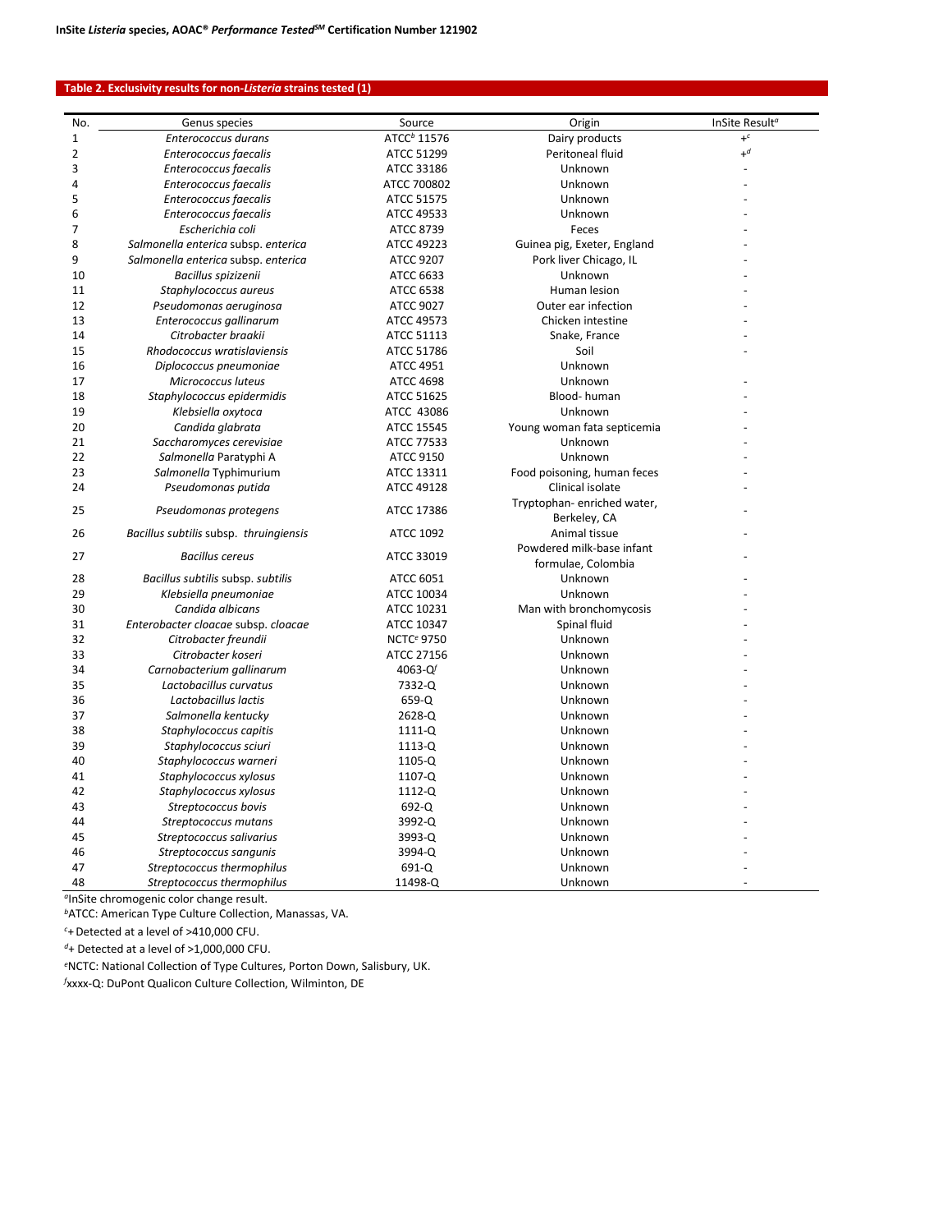## Table 2. Exclusivity results for non-*Listeria* strains tested (1)

| No. | Genus species | Source | Origin | InSite Result[a] |
|---|---|---|---|---|
| 1 | *Enterococcus durans* | ATCC[b] 11576 | Dairy products | +[c] |
| 2 | *Enterococcus faecalis* | ATCC 51299 | Peritoneal fluid | +[d] |
| 3 | *Enterococcus faecalis* | ATCC 33186 | Unknown | - |
| 4 | *Enterococcus faecalis* | ATCC 700802 | Unknown | - |
| 5 | *Enterococcus faecalis* | ATCC 51575 | Unknown | - |
| 6 | *Enterococcus faecalis* | ATCC 49533 | Unknown | - |
| 7 | *Escherichia coli* | ATCC 8739 | Feces | - |
| 8 | *Salmonella enterica* subsp. *enterica* | ATCC 49223 | Guinea pig, Exeter, England | - |
| 9 | *Salmonella enterica* subsp. *enterica* | ATCC 9207 | Pork liver Chicago, IL | - |
| 10 | *Bacillus spizizenii* | ATCC 6633 | Unknown | - |
| 11 | *Staphylococcus aureus* | ATCC 6538 | Human lesion | - |
| 12 | *Pseudomonas aeruginosa* | ATCC 9027 | Outer ear infection | - |
| 13 | *Enterococcus gallinarum* | ATCC 49573 | Chicken intestine | - |
| 14 | *Citrobacter braakii* | ATCC 51113 | Snake, France | - |
| 15 | *Rhodococcus wratislaviensis* | ATCC 51786 | Soil | - |
| 16 | *Diplococcus pneumoniae* | ATCC 4951 | Unknown | |
| 17 | *Micrococcus luteus* | ATCC 4698 | Unknown | - |
| 18 | *Staphylococcus epidermidis* | ATCC 51625 | Blood- human | - |
| 19 | *Klebsiella oxytoca* | ATCC 43086 | Unknown | - |
| 20 | *Candida glabrata* | ATCC 15545 | Young woman fata septicemia | - |
| 21 | *Saccharomyces cerevisiae* | ATCC 77533 | Unknown | - |
| 22 | *Salmonella* Paratyphi A | ATCC 9150 | Unknown | - |
| 23 | *Salmonella* Typhimurium | ATCC 13311 | Food poisoning, human feces | - |
| 24 | *Pseudomonas putida* | ATCC 49128 | Clinical isolate | - |
| 25 | *Pseudomonas protegens* | ATCC 17386 | Tryptophan- enriched water, Berkeley, CA | - |
| 26 | *Bacillus subtilis* subsp. *thruingiensis* | ATCC 1092 | Animal tissue | - |
| 27 | *Bacillus cereus* | ATCC 33019 | Powdered milk-base infant formulae, Colombia | - |
| 28 | *Bacillus subtilis* subsp. *subtilis* | ATCC 6051 | Unknown | - |
| 29 | *Klebsiella pneumoniae* | ATCC 10034 | Unknown | - |
| 30 | *Candida albicans* | ATCC 10231 | Man with bronchomycosis | - |
| 31 | *Enterobacter cloacae* subsp. *cloacae* | ATCC 10347 | Spinal fluid | - |
| 32 | *Citrobacter freundii* | NCTC[e] 9750 | Unknown | - |
| 33 | *Citrobacter koseri* | ATCC 27156 | Unknown | - |
| 34 | *Carnobacterium gallinarum* | 4063-Q[f] | Unknown | - |
| 35 | *Lactobacillus curvatus* | 7332-Q | Unknown | - |
| 36 | *Lactobacillus lactis* | 659-Q | Unknown | - |
| 37 | *Salmonella kentucky* | 2628-Q | Unknown | - |
| 38 | *Staphylococcus capitis* | 1111-Q | Unknown | - |
| 39 | *Staphylococcus sciuri* | 1113-Q | Unknown | - |
| 40 | *Staphylococcus warneri* | 1105-Q | Unknown | - |
| 41 | *Staphylococcus xylosus* | 1107-Q | Unknown | - |
| 42 | *Staphylococcus xylosus* | 1112-Q | Unknown | - |
| 43 | *Streptococcus bovis* | 692-Q | Unknown | - |
| 44 | *Streptococcus mutans* | 3992-Q | Unknown | - |
| 45 | *Streptococcus salivarius* | 3993-Q | Unknown | - |
| 46 | *Streptococcus sangunis* | 3994-Q | Unknown | - |
| 47 | *Streptococcus thermophilus* | 691-Q | Unknown | - |
| 48 | *Streptococcus thermophilus* | 11498-Q | Unknown | - |

[a]InSite chromogenic color change result.

[b]ATCC: American Type Culture Collection, Manassas, VA.

[c]+ Detected at a level of >410,000 CFU.

[d]+ Detected at a level of >1,000,000 CFU.

[e]NCTC: National Collection of Type Cultures, Porton Down, Salisbury, UK.

[f]xxxx-Q: DuPont Qualicon Culture Collection, Wilminton, DE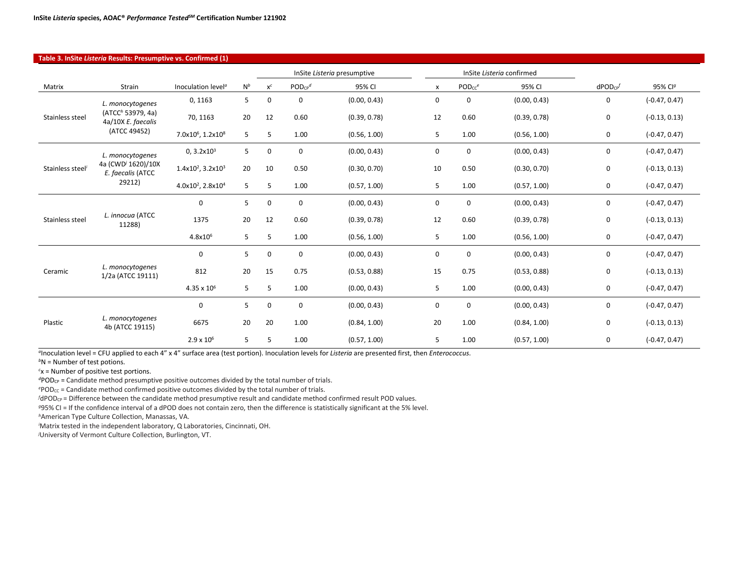### Table 3. InSite *Listeria* Results: Presumptive vs. Confirmed (1)

| Matrix | Strain | Inoculation level[a] | N[b] | InSite *Listeria* presumptive | | | InSite *Listeria* confirmed | | | $dPOD_{CP}$[f] | 95% CI[g] |
|---|---|---|---|---|---|---|---|---|---|---|---|
| | | | | x[c] | $POD_{CP}$[d] | 95% CI | x | $POD_{CC}$[e] | 95% CI | | |
| Stainless steel | *L. monocytogenes* (ATCC[h] 53979, 4a) 4a/10X *E. faecalis* (ATCC 49452) | 0, 1163 | 5 | 0 | 0 | (0.00, 0.43) | 0 | 0 | (0.00, 0.43) | 0 | (-0.47, 0.47) |
| | | 70, 1163 | 20 | 12 | 0.60 | (0.39, 0.78) | 12 | 0.60 | (0.39, 0.78) | 0 | (-0.13, 0.13) |
| | | $7.0x10^6$, $1.2x10^8$ | 5 | 5 | 1.00 | (0.56, 1.00) | 5 | 1.00 | (0.56, 1.00) | 0 | (-0.47, 0.47) |
| Stainless steel[i] | *L. monocytogenes* 4a (CWD[j] 1620)/10X *E. faecalis* (ATCC 29212) | 0, $3.2x10^3$ | 5 | 0 | 0 | (0.00, 0.43) | 0 | 0 | (0.00, 0.43) | 0 | (-0.47, 0.47) |
| | | $1.4x10^2$, $3.2x10^3$ | 20 | 10 | 0.50 | (0.30, 0.70) | 10 | 0.50 | (0.30, 0.70) | 0 | (-0.13, 0.13) |
| | | $4.0x10^2$, $2.8x10^4$ | 5 | 5 | 1.00 | (0.57, 1.00) | 5 | 1.00 | (0.57, 1.00) | 0 | (-0.47, 0.47) |
| Stainless steel | *L. innocua* (ATCC 11288) | 0 | 5 | 0 | 0 | (0.00, 0.43) | 0 | 0 | (0.00, 0.43) | 0 | (-0.47, 0.47) |
| | | 1375 | 20 | 12 | 0.60 | (0.39, 0.78) | 12 | 0.60 | (0.39, 0.78) | 0 | (-0.13, 0.13) |
| | | $4.8x10^6$ | 5 | 5 | 1.00 | (0.56, 1.00) | 5 | 1.00 | (0.56, 1.00) | 0 | (-0.47, 0.47) |
| Ceramic | *L. monocytogenes* 1/2a (ATCC 19111) | 0 | 5 | 0 | 0 | (0.00, 0.43) | 0 | 0 | (0.00, 0.43) | 0 | (-0.47, 0.47) |
| | | 812 | 20 | 15 | 0.75 | (0.53, 0.88) | 15 | 0.75 | (0.53, 0.88) | 0 | (-0.13, 0.13) |
| | | $4.35 \times 10^6$ | 5 | 5 | 1.00 | (0.00, 0.43) | 5 | 1.00 | (0.00, 0.43) | 0 | (-0.47, 0.47) |
| Plastic | *L. monocytogenes* 4b (ATCC 19115) | 0 | 5 | 0 | 0 | (0.00, 0.43) | 0 | 0 | (0.00, 0.43) | 0 | (-0.47, 0.47) |
| | | 6675 | 20 | 20 | 1.00 | (0.84, 1.00) | 20 | 1.00 | (0.84, 1.00) | 0 | (-0.13, 0.13) |
| | | $2.9 \times 10^6$ | 5 | 5 | 1.00 | (0.57, 1.00) | 5 | 1.00 | (0.57, 1.00) | 0 | (-0.47, 0.47) |

[a]Inoculation level = CFU applied to each 4" x 4" surface area (test portion). Inoculation levels for *Listeria* are presented first, then *Enterococcus*.
[b]N = Number of test potions.
[c]x = Number of positive test portions.
[d]$POD_{CP}$ = Candidate method presumptive positive outcomes divided by the total number of trials.
[e]$POD_{CC}$ = Candidate method confirmed positive outcomes divided by the total number of trials.
[f]$dPOD_{CP}$ = Difference between the candidate method presumptive result and candidate method confirmed result POD values.
[g]95% CI = If the confidence interval of a dPOD does not contain zero, then the difference is statistically significant at the 5% level.
[h]American Type Culture Collection, Manassas, VA.
[i]Matrix tested in the independent laboratory, Q Laboratories, Cincinnati, OH.
[j]University of Vermont Culture Collection, Burlington, VT.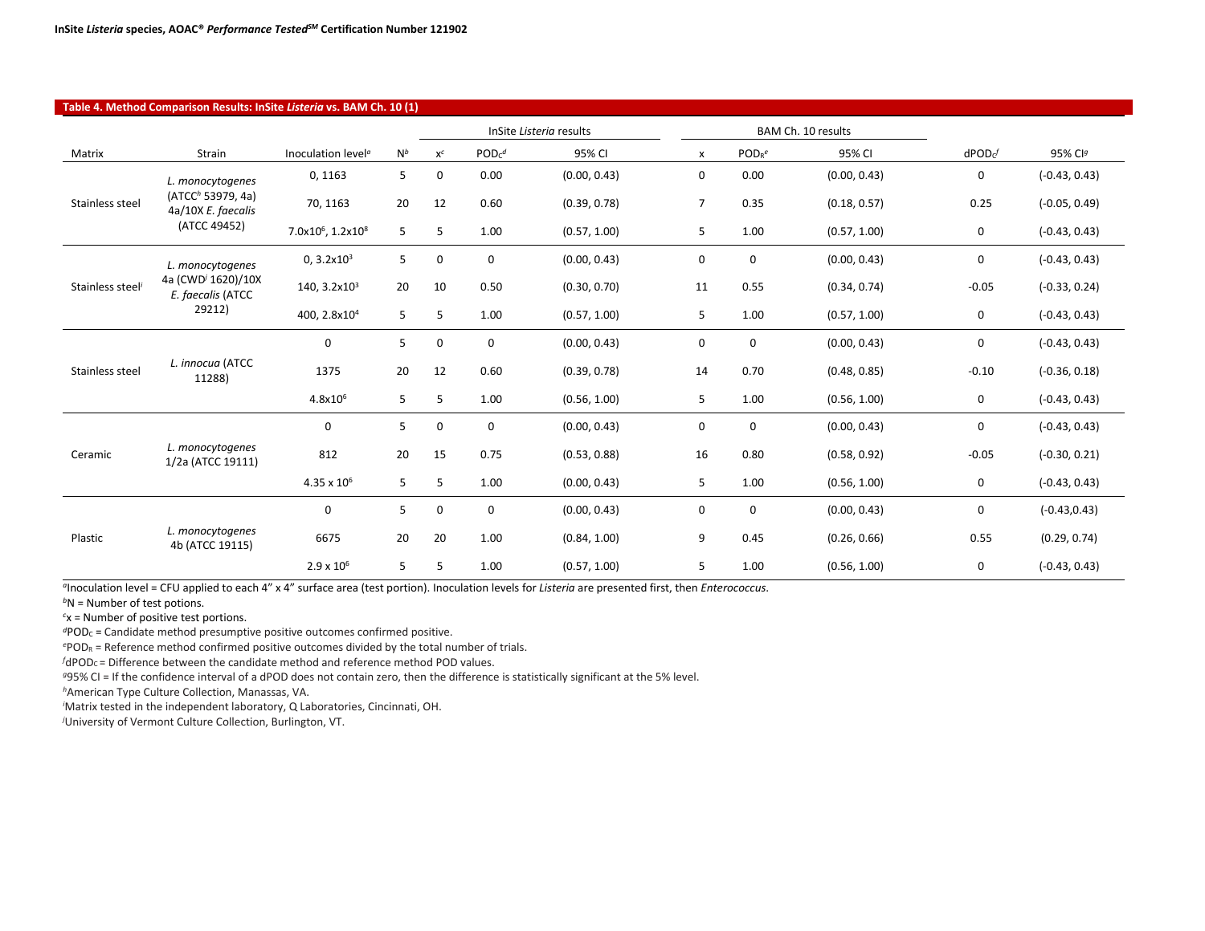**Table 4. Method Comparison Results: InSite *Listeria* vs. BAM Ch. 10 (1)**

| Matrix | Strain | Inoculation level[a] | N[b] | InSite *Listeria* results | | | BAM Ch. 10 results | | | dPOD$_C$[f] | 95% CI[g] |
|---|---|---|---|---|---|---|---|---|---|---|---|
| | | | | x[c] | POD$_C$[d] | 95% CI | x | POD$_R$[e] | 95% CI | | |
| Stainless steel | *L. monocytogenes* (ATCC[h] 53979, 4a) 4a/10X *E. faecalis* (ATCC 49452) | 0, 1163 | 5 | 0 | 0.00 | (0.00, 0.43) | 0 | 0.00 | (0.00, 0.43) | 0 | (-0.43, 0.43) |
| | | 70, 1163 | 20 | 12 | 0.60 | (0.39, 0.78) | 7 | 0.35 | (0.18, 0.57) | 0.25 | (-0.05, 0.49) |
| | | 7.0x10$^6$, 1.2x10$^8$ | 5 | 5 | 1.00 | (0.57, 1.00) | 5 | 1.00 | (0.57, 1.00) | 0 | (-0.43, 0.43) |
| Stainless steel[i] | *L. monocytogenes* 4a (CWD[j] 1620)/10X *E. faecalis* (ATCC 29212) | 0, 3.2x10$^3$ | 5 | 0 | 0 | (0.00, 0.43) | 0 | 0 | (0.00, 0.43) | 0 | (-0.43, 0.43) |
| | | 140, 3.2x10$^3$ | 20 | 10 | 0.50 | (0.30, 0.70) | 11 | 0.55 | (0.34, 0.74) | -0.05 | (-0.33, 0.24) |
| | | 400, 2.8x10$^4$ | 5 | 5 | 1.00 | (0.57, 1.00) | 5 | 1.00 | (0.57, 1.00) | 0 | (-0.43, 0.43) |
| Stainless steel | *L. innocua* (ATCC 11288) | 0 | 5 | 0 | 0 | (0.00, 0.43) | 0 | 0 | (0.00, 0.43) | 0 | (-0.43, 0.43) |
| | | 1375 | 20 | 12 | 0.60 | (0.39, 0.78) | 14 | 0.70 | (0.48, 0.85) | -0.10 | (-0.36, 0.18) |
| | | 4.8x10$^6$ | 5 | 5 | 1.00 | (0.56, 1.00) | 5 | 1.00 | (0.56, 1.00) | 0 | (-0.43, 0.43) |
| Ceramic | *L. monocytogenes* 1/2a (ATCC 19111) | 0 | 5 | 0 | 0 | (0.00, 0.43) | 0 | 0 | (0.00, 0.43) | 0 | (-0.43, 0.43) |
| | | 812 | 20 | 15 | 0.75 | (0.53, 0.88) | 16 | 0.80 | (0.58, 0.92) | -0.05 | (-0.30, 0.21) |
| | | 4.35 x 10$^6$ | 5 | 5 | 1.00 | (0.00, 0.43) | 5 | 1.00 | (0.56, 1.00) | 0 | (-0.43, 0.43) |
| Plastic | *L. monocytogenes* 4b (ATCC 19115) | 0 | 5 | 0 | 0 | (0.00, 0.43) | 0 | 0 | (0.00, 0.43) | 0 | (-0.43,0.43) |
| | | 6675 | 20 | 20 | 1.00 | (0.84, 1.00) | 9 | 0.45 | (0.26, 0.66) | 0.55 | (0.29, 0.74) |
| | | 2.9 x 10$^6$ | 5 | 5 | 1.00 | (0.57, 1.00) | 5 | 1.00 | (0.56, 1.00) | 0 | (-0.43, 0.43) |

[a]Inoculation level = CFU applied to each 4" x 4" surface area (test portion). Inoculation levels for *Listeria* are presented first, then *Enterococcus*.
[b]N = Number of test potions.
[c]x = Number of positive test portions.
[d]POD$_C$ = Candidate method presumptive positive outcomes confirmed positive.
[e]POD$_R$ = Reference method confirmed positive outcomes divided by the total number of trials.
[f]dPOD$_C$ = Difference between the candidate method and reference method POD values.
[g]95% CI = If the confidence interval of a dPOD does not contain zero, then the difference is statistically significant at the 5% level.
[h]American Type Culture Collection, Manassas, VA.
[i]Matrix tested in the independent laboratory, Q Laboratories, Cincinnati, OH.
[j]University of Vermont Culture Collection, Burlington, VT.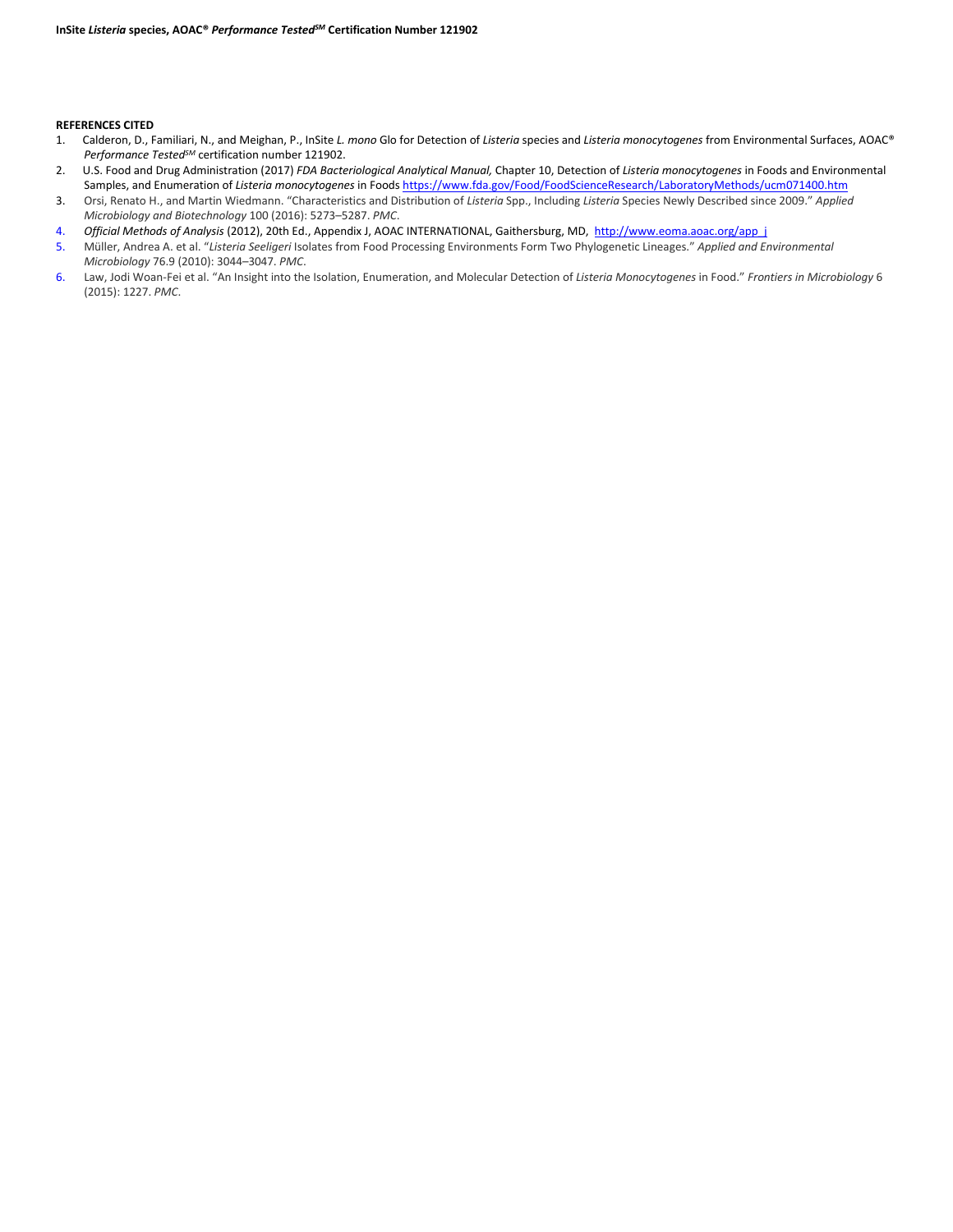**REFERENCES CITED**

1. Calderon, D., Familiari, N., and Meighan, P., InSite *L. mono* Glo for Detection of *Listeria* species and *Listeria monocytogenes* from Environmental Surfaces, AOAC® *Performance Tested*<sup>SM</sup> certification number 121902.
2. U.S. Food and Drug Administration (2017) *FDA Bacteriological Analytical Manual,* Chapter 10, Detection of *Listeria monocytogenes* in Foods and Environmental Samples, and Enumeration of *Listeria monocytogenes* in Foods https://www.fda.gov/Food/FoodScienceResearch/LaboratoryMethods/ucm071400.htm
3. Orsi, Renato H., and Martin Wiedmann. "Characteristics and Distribution of *Listeria* Spp., Including *Listeria* Species Newly Described since 2009." *Applied Microbiology and Biotechnology* 100 (2016): 5273–5287. *PMC*.
4. *Official Methods of Analysis* (2012), 20th Ed., Appendix J, AOAC INTERNATIONAL, Gaithersburg, MD, http://www.eoma.aoac.org/app_j
5. Müller, Andrea A. et al. "*Listeria Seeligeri* Isolates from Food Processing Environments Form Two Phylogenetic Lineages." *Applied and Environmental Microbiology* 76.9 (2010): 3044–3047. *PMC*.
6. Law, Jodi Woan-Fei et al. "An Insight into the Isolation, Enumeration, and Molecular Detection of *Listeria Monocytogenes* in Food." *Frontiers in Microbiology* 6 (2015): 1227. *PMC*.